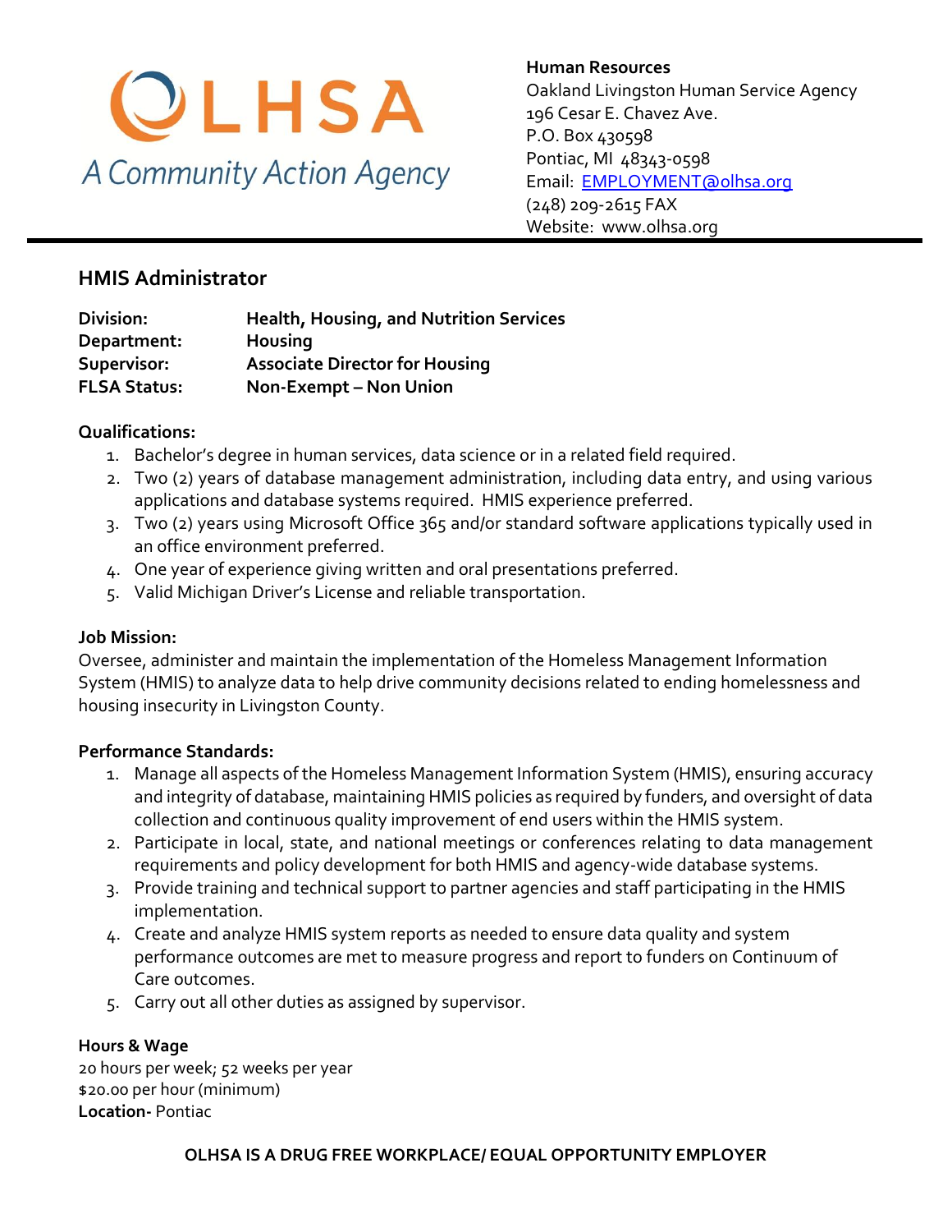**OLHSA**
*A Community Action Agency*

**Human Resources**
Oakland Livingston Human Service Agency
196 Cesar E. Chavez Ave.
P.O. Box 430598
Pontiac, MI 48343-0598
Email: EMPLOYMENT@olhsa.org
(248) 209-2615 FAX
Website: www.olhsa.org

## HMIS Administrator

| | |
|---|---|
| **Division:** | **Health, Housing, and Nutrition Services** |
| **Department:** | **Housing** |
| **Supervisor:** | **Associate Director for Housing** |
| **FLSA Status:** | **Non-Exempt – Non Union** |

**Qualifications:**

1. Bachelor's degree in human services, data science or in a related field required.
2. Two (2) years of database management administration, including data entry, and using various applications and database systems required. HMIS experience preferred.
3. Two (2) years using Microsoft Office 365 and/or standard software applications typically used in an office environment preferred.
4. One year of experience giving written and oral presentations preferred.
5. Valid Michigan Driver's License and reliable transportation.

**Job Mission:**
Oversee, administer and maintain the implementation of the Homeless Management Information System (HMIS) to analyze data to help drive community decisions related to ending homelessness and housing insecurity in Livingston County.

**Performance Standards:**

1. Manage all aspects of the Homeless Management Information System (HMIS), ensuring accuracy and integrity of database, maintaining HMIS policies as required by funders, and oversight of data collection and continuous quality improvement of end users within the HMIS system.
2. Participate in local, state, and national meetings or conferences relating to data management requirements and policy development for both HMIS and agency-wide database systems.
3. Provide training and technical support to partner agencies and staff participating in the HMIS implementation.
4. Create and analyze HMIS system reports as needed to ensure data quality and system performance outcomes are met to measure progress and report to funders on Continuum of Care outcomes.
5. Carry out all other duties as assigned by supervisor.

**Hours & Wage**
20 hours per week; 52 weeks per year
$20.00 per hour (minimum)
**Location-** Pontiac

**OLHSA IS A DRUG FREE WORKPLACE/ EQUAL OPPORTUNITY EMPLOYER**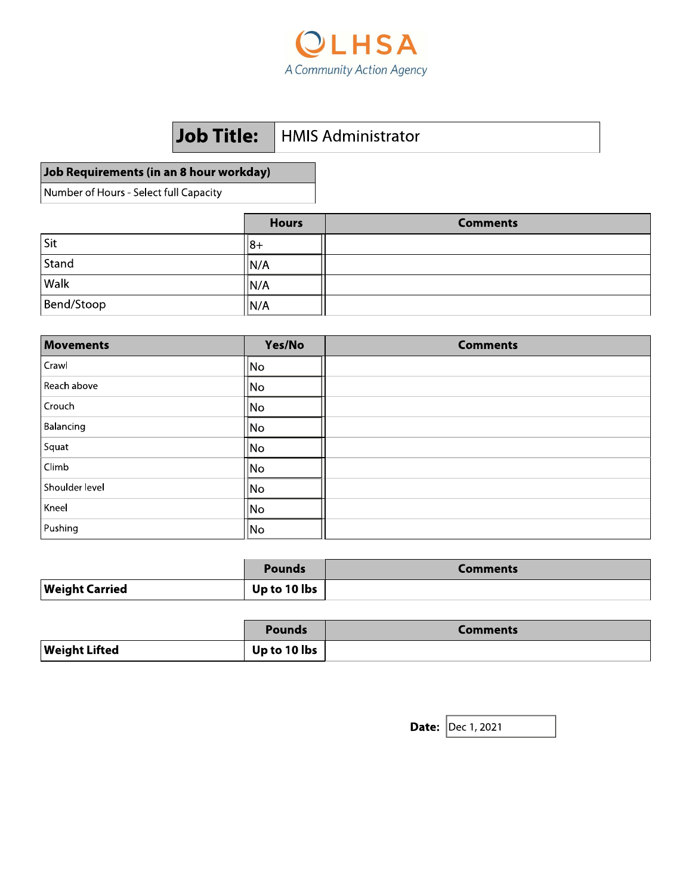LHSA
A Community Action Agency

| **Job Title:** | HMIS Administrator |
|---|---|

| **Job Requirements (in an 8 hour workday)** |
|---|
| Number of Hours - Select full Capacity |

| | Hours | Comments |
|---|---|---|
| Sit | 8+ | |
| Stand | N/A | |
| Walk | N/A | |
| Bend/Stoop | N/A | |

| Movements | Yes/No | Comments |
|---|---|---|
| Crawl | No | |
| Reach above | No | |
| Crouch | No | |
| Balancing | No | |
| Squat | No | |
| Climb | No | |
| Shoulder level | No | |
| Kneel | No | |
| Pushing | No | |

| | Pounds | Comments |
|---|---|---|
| **Weight Carried** | **Up to 10 lbs** | |

| | Pounds | Comments |
|---|---|---|
| **Weight Lifted** | **Up to 10 lbs** | |

**Date:** Dec 1, 2021